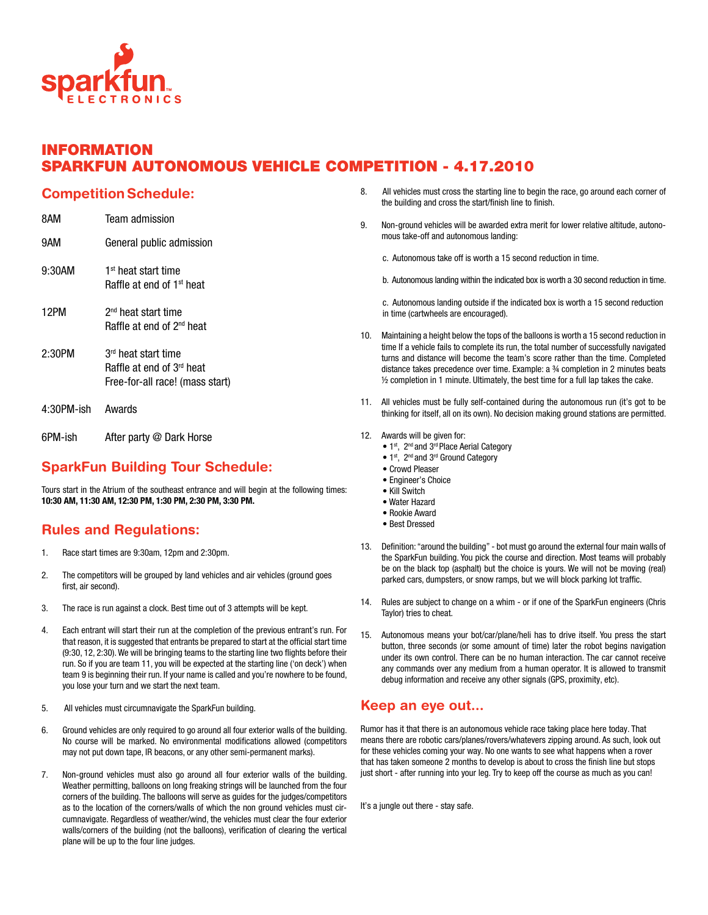sparkfun ELECTRONICS

# INFORMATION
# SPARKFUN AUTONOMOUS VEHICLE COMPETITION - 4.17.2010

## Competition Schedule:

| | |
|---|---|
| 8AM | Team admission |
| 9AM | General public admission |
| 9:30AM | 1st heat start time<br>Raffle at end of 1st heat |
| 12PM | 2nd heat start time<br>Raffle at end of 2nd heat |
| 2:30PM | 3rd heat start time<br>Raffle at end of 3rd heat<br>Free-for-all race! (mass start) |
| 4:30PM-ish | Awards |
| 6PM-ish | After party @ Dark Horse |

## SparkFun Building Tour Schedule:

Tours start in the Atrium of the southeast entrance and will begin at the following times: **10:30 AM, 11:30 AM, 12:30 PM, 1:30 PM, 2:30 PM, 3:30 PM.**

## Rules and Regulations:

1. Race start times are 9:30am, 12pm and 2:30pm.

2. The competitors will be grouped by land vehicles and air vehicles (ground goes first, air second).

3. The race is run against a clock. Best time out of 3 attempts will be kept.

4. Each entrant will start their run at the completion of the previous entrant's run. For that reason, it is suggested that entrants be prepared to start at the official start time (9:30, 12, 2:30). We will be bringing teams to the starting line two flights before their run. So if you are team 11, you will be expected at the starting line ('on deck') when team 9 is beginning their run. If your name is called and you're nowhere to be found, you lose your turn and we start the next team.

5. All vehicles must circumnavigate the SparkFun building.

6. Ground vehicles are only required to go around all four exterior walls of the building. No course will be marked. No environmental modifications allowed (competitors may not put down tape, IR beacons, or any other semi-permanent marks).

7. Non-ground vehicles must also go around all four exterior walls of the building. Weather permitting, balloons on long freaking strings will be launched from the four corners of the building. The balloons will serve as guides for the judges/competitors as to the location of the corners/walls of which the non ground vehicles must circumnavigate. Regardless of weather/wind, the vehicles must clear the four exterior walls/corners of the building (not the balloons), verification of clearing the vertical plane will be up to the four line judges.

8. All vehicles must cross the starting line to begin the race, go around each corner of the building and cross the start/finish line to finish.

9. Non-ground vehicles will be awarded extra merit for lower relative altitude, autonomous take-off and autonomous landing:

   c. Autonomous take off is worth a 15 second reduction in time.

   b. Autonomous landing within the indicated box is worth a 30 second reduction in time.

   c. Autonomous landing outside if the indicated box is worth a 15 second reduction in time (cartwheels are encouraged).

10. Maintaining a height below the tops of the balloons is worth a 15 second reduction in time If a vehicle fails to complete its run, the total number of successfully navigated turns and distance will become the team's score rather than the time. Completed distance takes precedence over time. Example: a ¾ completion in 2 minutes beats ½ completion in 1 minute. Ultimately, the best time for a full lap takes the cake.

11. All vehicles must be fully self-contained during the autonomous run (it's got to be thinking for itself, all on its own). No decision making ground stations are permitted.

12. Awards will be given for:
    - 1st, 2nd and 3rd Place Aerial Category
    - 1st, 2nd and 3rd Ground Category
    - Crowd Pleaser
    - Engineer's Choice
    - Kill Switch
    - Water Hazard
    - Rookie Award
    - Best Dressed

13. Definition: "around the building" - bot must go around the external four main walls of the SparkFun building. You pick the course and direction. Most teams will probably be on the black top (asphalt) but the choice is yours. We will not be moving (real) parked cars, dumpsters, or snow ramps, but we will block parking lot traffic.

14. Rules are subject to change on a whim - or if one of the SparkFun engineers (Chris Taylor) tries to cheat.

15. Autonomous means your bot/car/plane/heli has to drive itself. You press the start button, three seconds (or some amount of time) later the robot begins navigation under its own control. There can be no human interaction. The car cannot receive any commands over any medium from a human operator. It is allowed to transmit debug information and receive any other signals (GPS, proximity, etc).

## Keep an eye out...

Rumor has it that there is an autonomous vehicle race taking place here today. That means there are robotic cars/planes/rovers/whatevers zipping around. As such, look out for these vehicles coming your way. No one wants to see what happens when a rover that has taken someone 2 months to develop is about to cross the finish line but stops just short - after running into your leg. Try to keep off the course as much as you can!

It's a jungle out there - stay safe.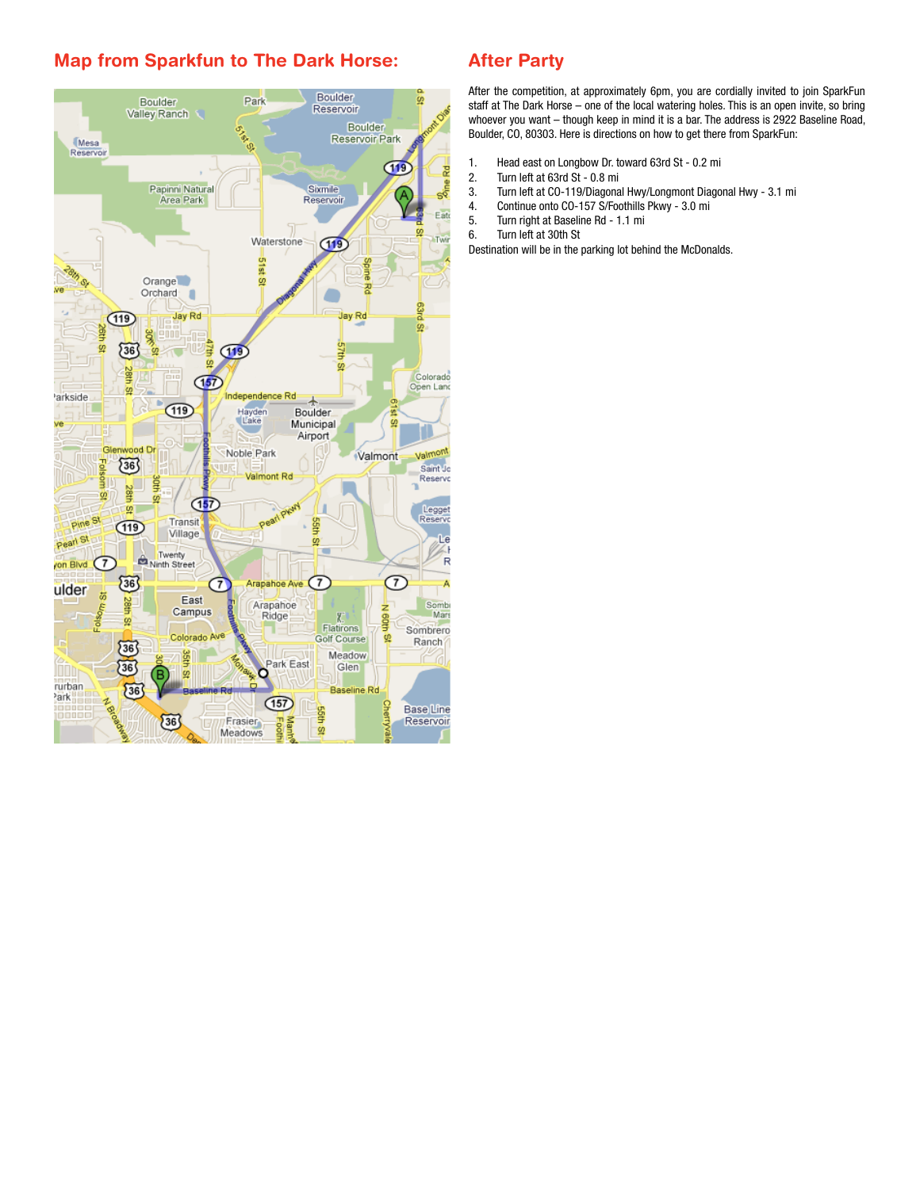## Map from Sparkfun to The Dark Horse:

## After Party

After the competition, at approximately 6pm, you are cordially invited to join SparkFun staff at The Dark Horse – one of the local watering holes. This is an open invite, so bring whoever you want – though keep in mind it is a bar. The address is 2922 Baseline Road, Boulder, CO, 80303. Here is directions on how to get there from SparkFun:

1. Head east on Longbow Dr. toward 63rd St - 0.2 mi
2. Turn left at 63rd St - 0.8 mi
3. Turn left at CO-119/Diagonal Hwy/Longmont Diagonal Hwy - 3.1 mi
4. Continue onto CO-157 S/Foothills Pkwy - 3.0 mi
5. Turn right at Baseline Rd - 1.1 mi
6. Turn left at 30th St

Destination will be in the parking lot behind the McDonalds.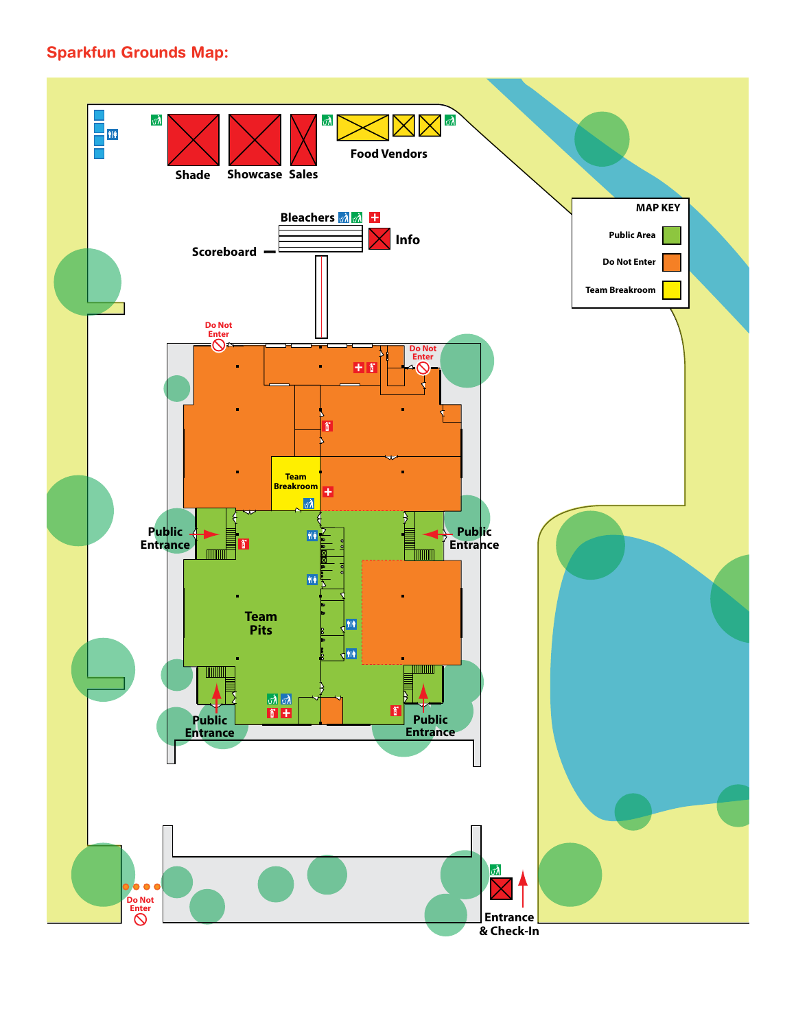## Sparkfun Grounds Map:

Shade

Showcase

Sales

Food Vendors

Bleachers

Info

Scoreboard

MAP KEY

Public Area

Do Not Enter

Team Breakroom

Do Not Enter

Do Not Enter

Team Breakroom

Public Entrance

Public Entrance

Team Pits

Public Entrance

Public Entrance

Do Not Enter

Entrance & Check-In